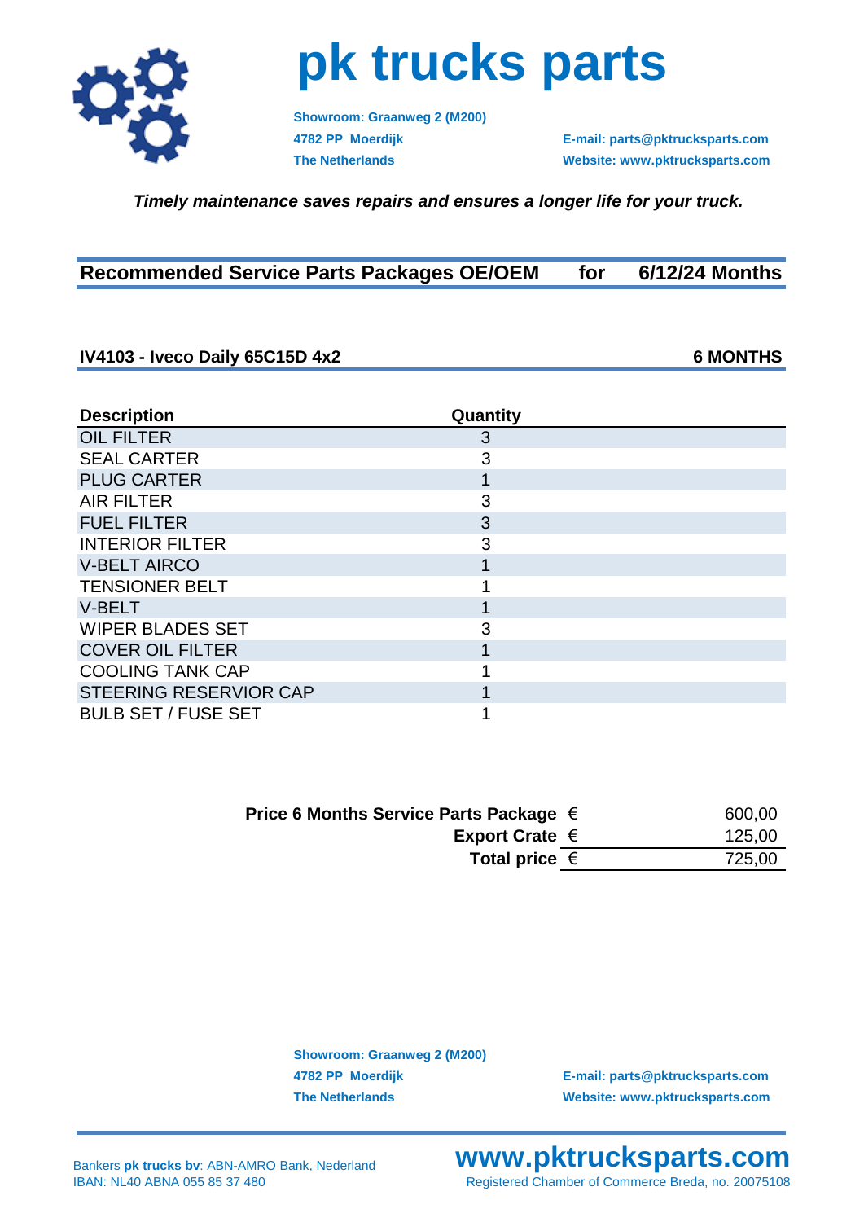# pk trucks parts

**Showroom: Graanweg 2 (M200)**
**4782 PP Moerdijk**
**The Netherlands**

**E-mail: parts@pktrucksparts.com**
**Website: www.pktrucksparts.com**

***Timely maintenance saves repairs and ensures a longer life for your truck.***

## Recommended Service Parts Packages OE/OEM for 6/12/24 Months

### IV4103 - Iveco Daily 65C15D 4x2 — 6 MONTHS

| Description | Quantity |
|---|---|
| OIL FILTER | 3 |
| SEAL CARTER | 3 |
| PLUG CARTER | 1 |
| AIR FILTER | 3 |
| FUEL FILTER | 3 |
| INTERIOR FILTER | 3 |
| V-BELT AIRCO | 1 |
| TENSIONER BELT | 1 |
| V-BELT | 1 |
| WIPER BLADES SET | 3 |
| COVER OIL FILTER | 1 |
| COOLING TANK CAP | 1 |
| STEERING RESERVIOR CAP | 1 |
| BULB SET / FUSE SET | 1 |

| | | |
|---|---|---|
| **Price 6 Months Service Parts Package** | € | 600,00 |
| **Export Crate** | € | 125,00 |
| **Total price** | € | 725,00 |

**Showroom: Graanweg 2 (M200)**
**4782 PP Moerdijk**
**The Netherlands**

**E-mail: parts@pktrucksparts.com**
**Website: www.pktrucksparts.com**

Bankers **pk trucks bv**: ABN-AMRO Bank, Nederland
IBAN: NL40 ABNA 055 85 37 480

**www.pktrucksparts.com**
Registered Chamber of Commerce Breda, no. 20075108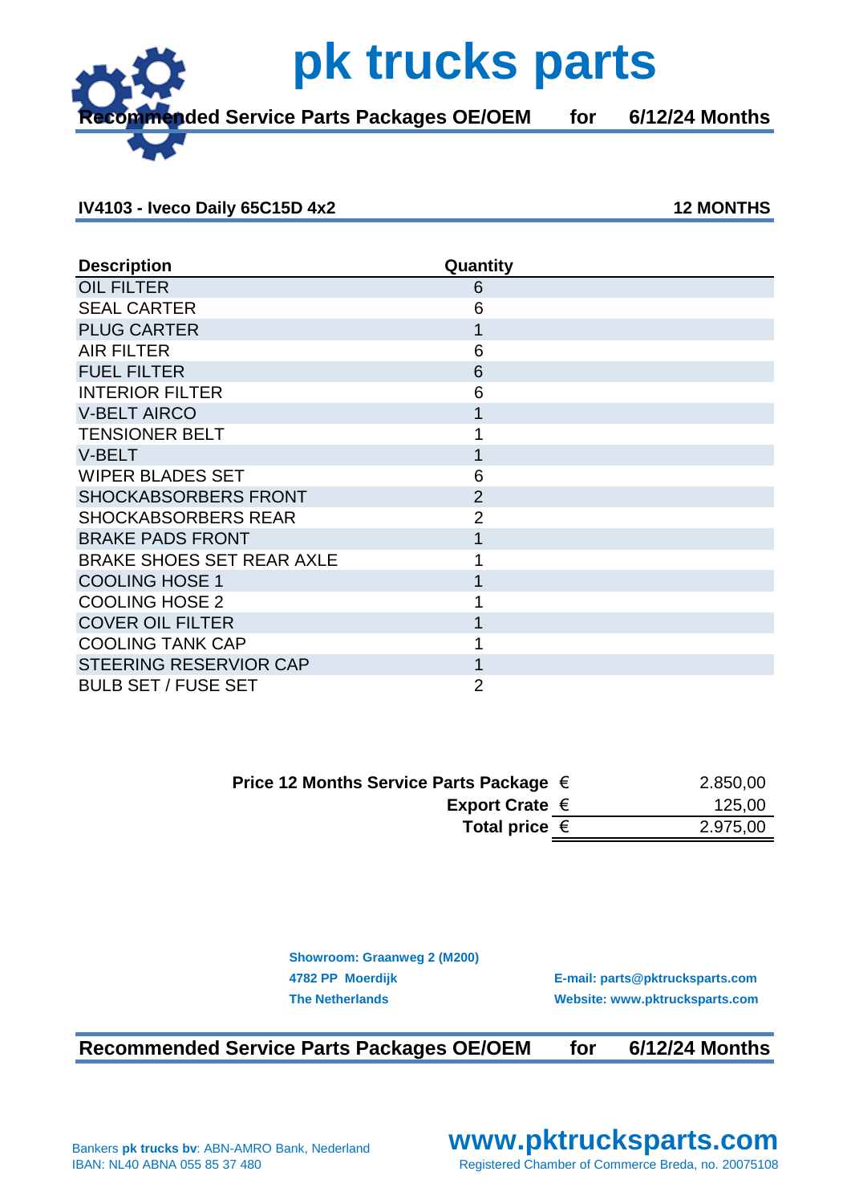# pk trucks parts

**Recommended Service Parts Packages OE/OEM for 6/12/24 Months**

**IV4103 - Iveco Daily 65C15D 4x2** **12 MONTHS**

| Description | Quantity |
|---|---|
| OIL FILTER | 6 |
| SEAL CARTER | 6 |
| PLUG CARTER | 1 |
| AIR FILTER | 6 |
| FUEL FILTER | 6 |
| INTERIOR FILTER | 6 |
| V-BELT AIRCO | 1 |
| TENSIONER BELT | 1 |
| V-BELT | 1 |
| WIPER BLADES SET | 6 |
| SHOCKABSORBERS FRONT | 2 |
| SHOCKABSORBERS REAR | 2 |
| BRAKE PADS FRONT | 1 |
| BRAKE SHOES SET REAR AXLE | 1 |
| COOLING HOSE 1 | 1 |
| COOLING HOSE 2 | 1 |
| COVER OIL FILTER | 1 |
| COOLING TANK CAP | 1 |
| STEERING RESERVIOR CAP | 1 |
| BULB SET / FUSE SET | 2 |

| | | |
|---|---|---|
| **Price 12 Months Service Parts Package** | € | 2.850,00 |
| **Export Crate** | € | 125,00 |
| **Total price** | € | 2.975,00 |

**Showroom: Graanweg 2 (M200)**
**4782 PP Moerdijk**
**The Netherlands**

**E-mail: parts@pktrucksparts.com**
**Website: www.pktrucksparts.com**

**Recommended Service Parts Packages OE/OEM for 6/12/24 Months**

Bankers **pk trucks bv**: ABN-AMRO Bank, Nederland
IBAN: NL40 ABNA 055 85 37 480

**www.pktrucksparts.com**
Registered Chamber of Commerce Breda, no. 20075108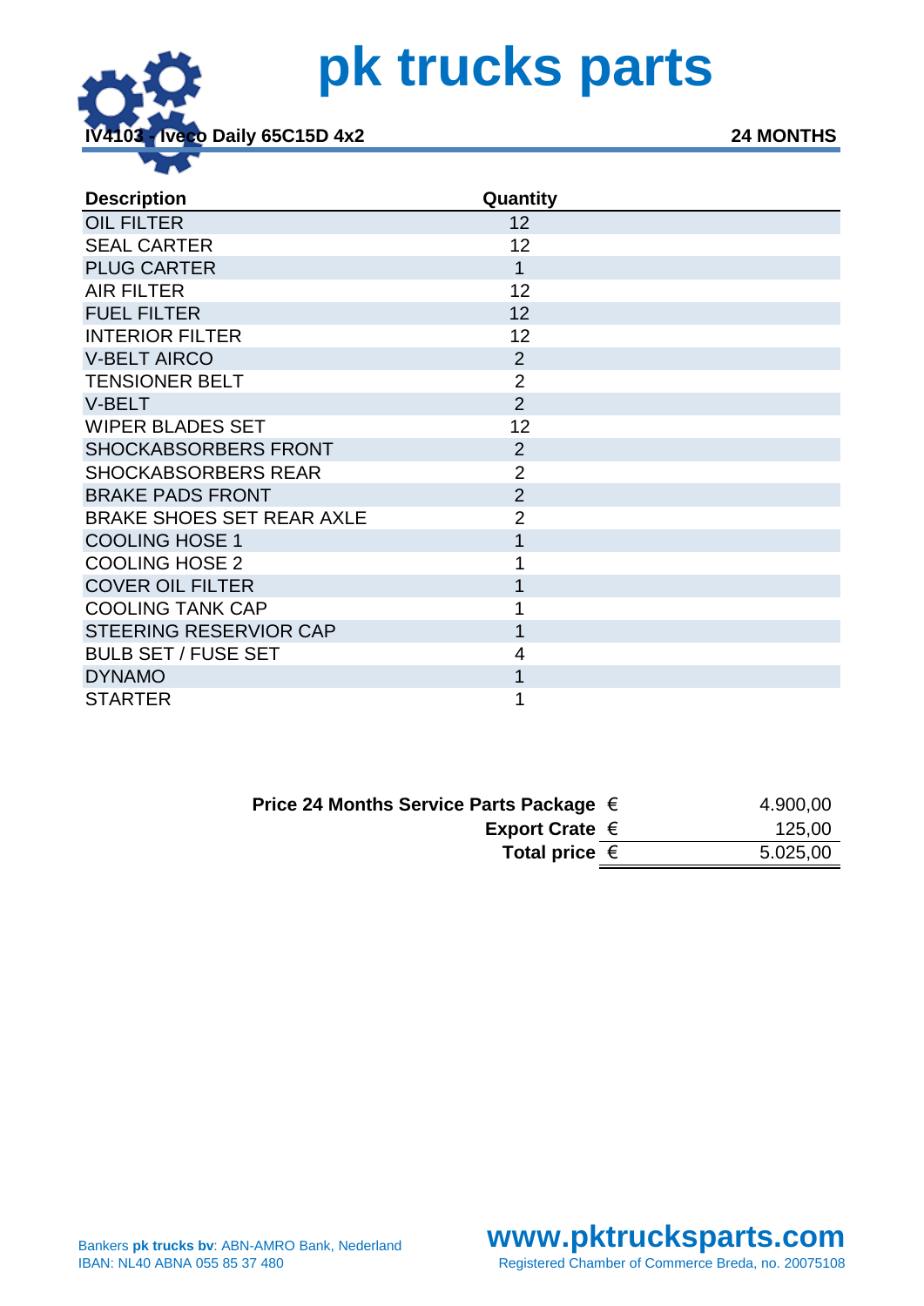# pk trucks parts

**IV4103 - Iveco Daily 65C15D 4x2** **24 MONTHS**

| Description | Quantity |
|---|---|
| OIL FILTER | 12 |
| SEAL CARTER | 12 |
| PLUG CARTER | 1 |
| AIR FILTER | 12 |
| FUEL FILTER | 12 |
| INTERIOR FILTER | 12 |
| V-BELT AIRCO | 2 |
| TENSIONER BELT | 2 |
| V-BELT | 2 |
| WIPER BLADES SET | 12 |
| SHOCKABSORBERS FRONT | 2 |
| SHOCKABSORBERS REAR | 2 |
| BRAKE PADS FRONT | 2 |
| BRAKE SHOES SET REAR AXLE | 2 |
| COOLING HOSE 1 | 1 |
| COOLING HOSE 2 | 1 |
| COVER OIL FILTER | 1 |
| COOLING TANK CAP | 1 |
| STEERING RESERVIOR CAP | 1 |
| BULB SET / FUSE SET | 4 |
| DYNAMO | 1 |
| STARTER | 1 |

| | | |
|---|---|---|
| **Price 24 Months Service Parts Package** | € | 4.900,00 |
| **Export Crate** | € | 125,00 |
| **Total price** | € | 5.025,00 |

Bankers **pk trucks bv**: ABN-AMRO Bank, Nederland
IBAN: NL40 ABNA 055 85 37 480

**www.pktrucksparts.com**
Registered Chamber of Commerce Breda, no. 20075108